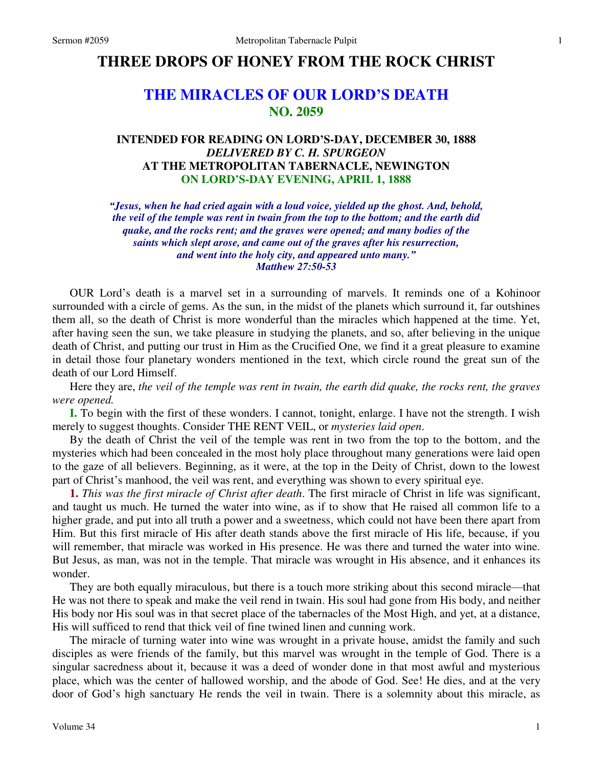# THREE DROPS OF HONEY FROM THE ROCK CHRIST

## THE MIRACLES OF OUR LORD'S DEATH
## NO. 2059

### INTENDED FOR READING ON LORD'S-DAY, DECEMBER 30, 1888
### *DELIVERED BY C. H. SPURGEON*
### AT THE METROPOLITAN TABERNACLE, NEWINGTON
### ON LORD'S-DAY EVENING, APRIL 1, 1888

***"Jesus, when he had cried again with a loud voice, yielded up the ghost. And, behold, the veil of the temple was rent in twain from the top to the bottom; and the earth did quake, and the rocks rent; and the graves were opened; and many bodies of the saints which slept arose, and came out of the graves after his resurrection, and went into the holy city, and appeared unto many."***
***Matthew 27:50-53***

OUR Lord's death is a marvel set in a surrounding of marvels. It reminds one of a Kohinoor surrounded with a circle of gems. As the sun, in the midst of the planets which surround it, far outshines them all, so the death of Christ is more wonderful than the miracles which happened at the time. Yet, after having seen the sun, we take pleasure in studying the planets, and so, after believing in the unique death of Christ, and putting our trust in Him as the Crucified One, we find it a great pleasure to examine in detail those four planetary wonders mentioned in the text, which circle round the great sun of the death of our Lord Himself.

Here they are, *the veil of the temple was rent in twain, the earth did quake, the rocks rent, the graves were opened.*

**I.** To begin with the first of these wonders. I cannot, tonight, enlarge. I have not the strength. I wish merely to suggest thoughts. Consider THE RENT VEIL, or *mysteries laid open*.

By the death of Christ the veil of the temple was rent in two from the top to the bottom, and the mysteries which had been concealed in the most holy place throughout many generations were laid open to the gaze of all believers. Beginning, as it were, at the top in the Deity of Christ, down to the lowest part of Christ's manhood, the veil was rent, and everything was shown to every spiritual eye.

**1.** *This was the first miracle of Christ after death*. The first miracle of Christ in life was significant, and taught us much. He turned the water into wine, as if to show that He raised all common life to a higher grade, and put into all truth a power and a sweetness, which could not have been there apart from Him. But this first miracle of His after death stands above the first miracle of His life, because, if you will remember, that miracle was worked in His presence. He was there and turned the water into wine. But Jesus, as man, was not in the temple. That miracle was wrought in His absence, and it enhances its wonder.

They are both equally miraculous, but there is a touch more striking about this second miracle—that He was not there to speak and make the veil rend in twain. His soul had gone from His body, and neither His body nor His soul was in that secret place of the tabernacles of the Most High, and yet, at a distance, His will sufficed to rend that thick veil of fine twined linen and cunning work.

The miracle of turning water into wine was wrought in a private house, amidst the family and such disciples as were friends of the family, but this marvel was wrought in the temple of God. There is a singular sacredness about it, because it was a deed of wonder done in that most awful and mysterious place, which was the center of hallowed worship, and the abode of God. See! He dies, and at the very door of God's high sanctuary He rends the veil in twain. There is a solemnity about this miracle, as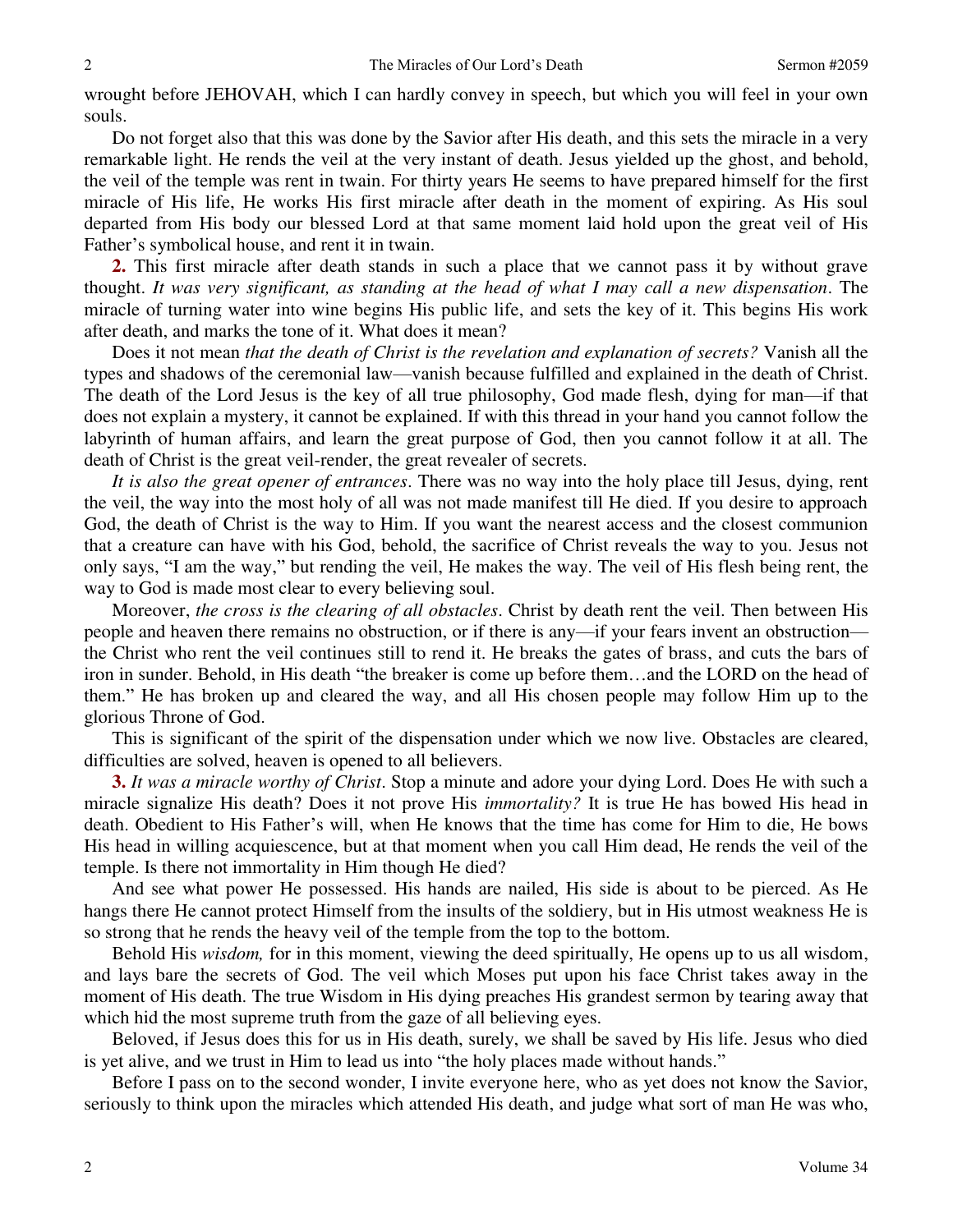wrought before JEHOVAH, which I can hardly convey in speech, but which you will feel in your own souls.

Do not forget also that this was done by the Savior after His death, and this sets the miracle in a very remarkable light. He rends the veil at the very instant of death. Jesus yielded up the ghost, and behold, the veil of the temple was rent in twain. For thirty years He seems to have prepared himself for the first miracle of His life, He works His first miracle after death in the moment of expiring. As His soul departed from His body our blessed Lord at that same moment laid hold upon the great veil of His Father's symbolical house, and rent it in twain.

**2.** This first miracle after death stands in such a place that we cannot pass it by without grave thought. *It was very significant, as standing at the head of what I may call a new dispensation*. The miracle of turning water into wine begins His public life, and sets the key of it. This begins His work after death, and marks the tone of it. What does it mean?

Does it not mean *that the death of Christ is the revelation and explanation of secrets?* Vanish all the types and shadows of the ceremonial law—vanish because fulfilled and explained in the death of Christ. The death of the Lord Jesus is the key of all true philosophy, God made flesh, dying for man—if that does not explain a mystery, it cannot be explained. If with this thread in your hand you cannot follow the labyrinth of human affairs, and learn the great purpose of God, then you cannot follow it at all. The death of Christ is the great veil-render, the great revealer of secrets.

*It is also the great opener of entrances*. There was no way into the holy place till Jesus, dying, rent the veil, the way into the most holy of all was not made manifest till He died. If you desire to approach God, the death of Christ is the way to Him. If you want the nearest access and the closest communion that a creature can have with his God, behold, the sacrifice of Christ reveals the way to you. Jesus not only says, "I am the way," but rending the veil, He makes the way. The veil of His flesh being rent, the way to God is made most clear to every believing soul.

Moreover, *the cross is the clearing of all obstacles*. Christ by death rent the veil. Then between His people and heaven there remains no obstruction, or if there is any—if your fears invent an obstruction—the Christ who rent the veil continues still to rend it. He breaks the gates of brass, and cuts the bars of iron in sunder. Behold, in His death "the breaker is come up before them…and the LORD on the head of them." He has broken up and cleared the way, and all His chosen people may follow Him up to the glorious Throne of God.

This is significant of the spirit of the dispensation under which we now live. Obstacles are cleared, difficulties are solved, heaven is opened to all believers.

**3.** *It was a miracle worthy of Christ*. Stop a minute and adore your dying Lord. Does He with such a miracle signalize His death? Does it not prove His *immortality?* It is true He has bowed His head in death. Obedient to His Father's will, when He knows that the time has come for Him to die, He bows His head in willing acquiescence, but at that moment when you call Him dead, He rends the veil of the temple. Is there not immortality in Him though He died?

And see what power He possessed. His hands are nailed, His side is about to be pierced. As He hangs there He cannot protect Himself from the insults of the soldiery, but in His utmost weakness He is so strong that he rends the heavy veil of the temple from the top to the bottom.

Behold His *wisdom,* for in this moment, viewing the deed spiritually, He opens up to us all wisdom, and lays bare the secrets of God. The veil which Moses put upon his face Christ takes away in the moment of His death. The true Wisdom in His dying preaches His grandest sermon by tearing away that which hid the most supreme truth from the gaze of all believing eyes.

Beloved, if Jesus does this for us in His death, surely, we shall be saved by His life. Jesus who died is yet alive, and we trust in Him to lead us into "the holy places made without hands."

Before I pass on to the second wonder, I invite everyone here, who as yet does not know the Savior, seriously to think upon the miracles which attended His death, and judge what sort of man He was who,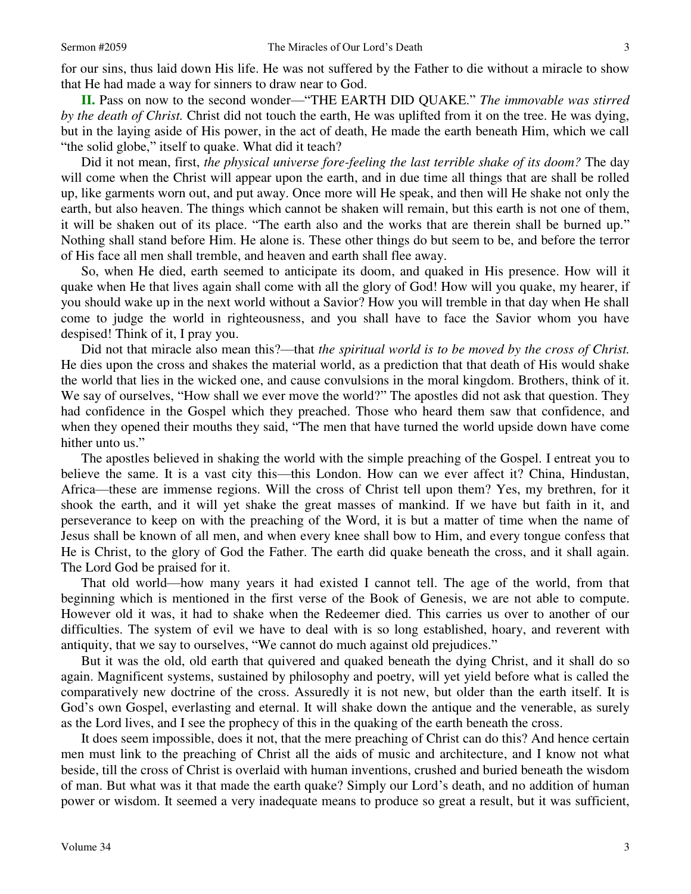for our sins, thus laid down His life. He was not suffered by the Father to die without a miracle to show that He had made a way for sinners to draw near to God.

**II.** Pass on now to the second wonder—"THE EARTH DID QUAKE." *The immovable was stirred by the death of Christ.* Christ did not touch the earth, He was uplifted from it on the tree. He was dying, but in the laying aside of His power, in the act of death, He made the earth beneath Him, which we call "the solid globe," itself to quake. What did it teach?

Did it not mean, first, *the physical universe fore-feeling the last terrible shake of its doom?* The day will come when the Christ will appear upon the earth, and in due time all things that are shall be rolled up, like garments worn out, and put away. Once more will He speak, and then will He shake not only the earth, but also heaven. The things which cannot be shaken will remain, but this earth is not one of them, it will be shaken out of its place. "The earth also and the works that are therein shall be burned up." Nothing shall stand before Him. He alone is. These other things do but seem to be, and before the terror of His face all men shall tremble, and heaven and earth shall flee away.

So, when He died, earth seemed to anticipate its doom, and quaked in His presence. How will it quake when He that lives again shall come with all the glory of God! How will you quake, my hearer, if you should wake up in the next world without a Savior? How you will tremble in that day when He shall come to judge the world in righteousness, and you shall have to face the Savior whom you have despised! Think of it, I pray you.

Did not that miracle also mean this?—that *the spiritual world is to be moved by the cross of Christ.* He dies upon the cross and shakes the material world, as a prediction that that death of His would shake the world that lies in the wicked one, and cause convulsions in the moral kingdom. Brothers, think of it. We say of ourselves, "How shall we ever move the world?" The apostles did not ask that question. They had confidence in the Gospel which they preached. Those who heard them saw that confidence, and when they opened their mouths they said, "The men that have turned the world upside down have come hither unto us."

The apostles believed in shaking the world with the simple preaching of the Gospel. I entreat you to believe the same. It is a vast city this—this London. How can we ever affect it? China, Hindustan, Africa—these are immense regions. Will the cross of Christ tell upon them? Yes, my brethren, for it shook the earth, and it will yet shake the great masses of mankind. If we have but faith in it, and perseverance to keep on with the preaching of the Word, it is but a matter of time when the name of Jesus shall be known of all men, and when every knee shall bow to Him, and every tongue confess that He is Christ, to the glory of God the Father. The earth did quake beneath the cross, and it shall again. The Lord God be praised for it.

That old world—how many years it had existed I cannot tell. The age of the world, from that beginning which is mentioned in the first verse of the Book of Genesis, we are not able to compute. However old it was, it had to shake when the Redeemer died. This carries us over to another of our difficulties. The system of evil we have to deal with is so long established, hoary, and reverent with antiquity, that we say to ourselves, "We cannot do much against old prejudices."

But it was the old, old earth that quivered and quaked beneath the dying Christ, and it shall do so again. Magnificent systems, sustained by philosophy and poetry, will yet yield before what is called the comparatively new doctrine of the cross. Assuredly it is not new, but older than the earth itself. It is God's own Gospel, everlasting and eternal. It will shake down the antique and the venerable, as surely as the Lord lives, and I see the prophecy of this in the quaking of the earth beneath the cross.

It does seem impossible, does it not, that the mere preaching of Christ can do this? And hence certain men must link to the preaching of Christ all the aids of music and architecture, and I know not what beside, till the cross of Christ is overlaid with human inventions, crushed and buried beneath the wisdom of man. But what was it that made the earth quake? Simply our Lord's death, and no addition of human power or wisdom. It seemed a very inadequate means to produce so great a result, but it was sufficient,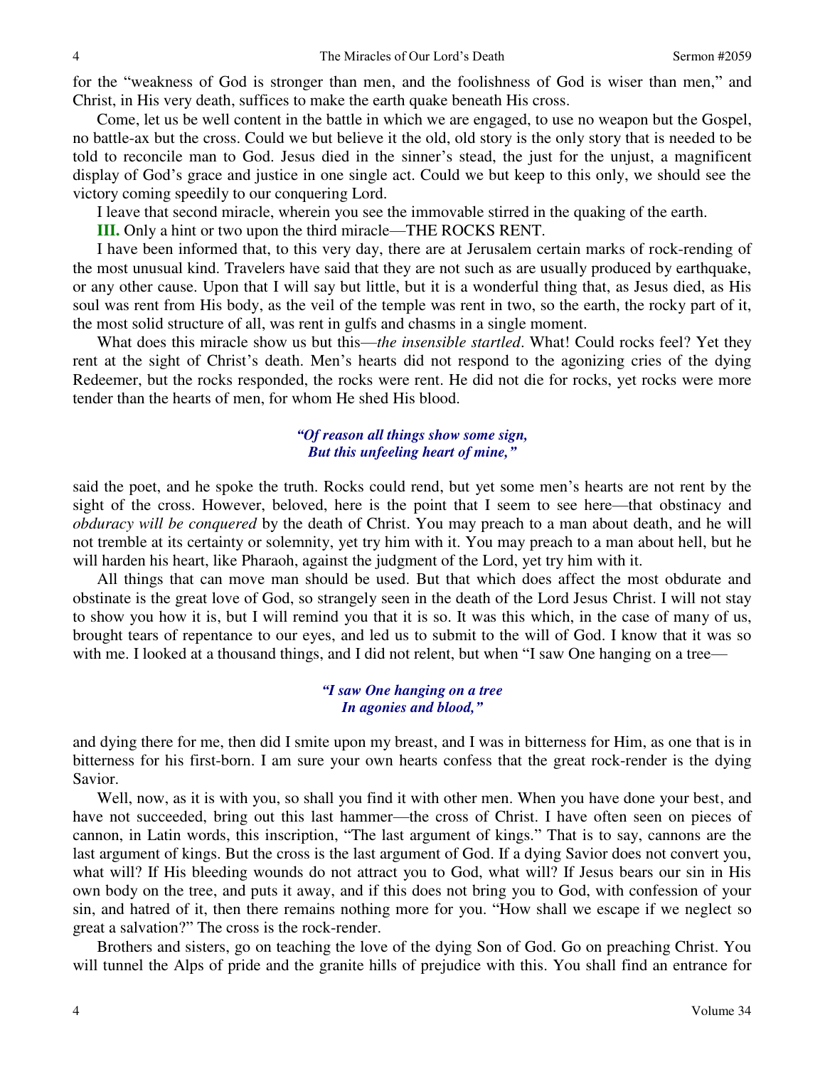for the "weakness of God is stronger than men, and the foolishness of God is wiser than men," and Christ, in His very death, suffices to make the earth quake beneath His cross.

Come, let us be well content in the battle in which we are engaged, to use no weapon but the Gospel, no battle-ax but the cross. Could we but believe it the old, old story is the only story that is needed to be told to reconcile man to God. Jesus died in the sinner's stead, the just for the unjust, a magnificent display of God's grace and justice in one single act. Could we but keep to this only, we should see the victory coming speedily to our conquering Lord.

I leave that second miracle, wherein you see the immovable stirred in the quaking of the earth.

**III.** Only a hint or two upon the third miracle—THE ROCKS RENT.

I have been informed that, to this very day, there are at Jerusalem certain marks of rock-rending of the most unusual kind. Travelers have said that they are not such as are usually produced by earthquake, or any other cause. Upon that I will say but little, but it is a wonderful thing that, as Jesus died, as His soul was rent from His body, as the veil of the temple was rent in two, so the earth, the rocky part of it, the most solid structure of all, was rent in gulfs and chasms in a single moment.

What does this miracle show us but this—*the insensible startled*. What! Could rocks feel? Yet they rent at the sight of Christ's death. Men's hearts did not respond to the agonizing cries of the dying Redeemer, but the rocks responded, the rocks were rent. He did not die for rocks, yet rocks were more tender than the hearts of men, for whom He shed His blood.

> ***"Of reason all things show some sign,***
> ***But this unfeeling heart of mine,"***

said the poet, and he spoke the truth. Rocks could rend, but yet some men's hearts are not rent by the sight of the cross. However, beloved, here is the point that I seem to see here—that obstinacy and *obduracy will be conquered* by the death of Christ. You may preach to a man about death, and he will not tremble at its certainty or solemnity, yet try him with it. You may preach to a man about hell, but he will harden his heart, like Pharaoh, against the judgment of the Lord, yet try him with it.

All things that can move man should be used. But that which does affect the most obdurate and obstinate is the great love of God, so strangely seen in the death of the Lord Jesus Christ. I will not stay to show you how it is, but I will remind you that it is so. It was this which, in the case of many of us, brought tears of repentance to our eyes, and led us to submit to the will of God. I know that it was so with me. I looked at a thousand things, and I did not relent, but when "I saw One hanging on a tree—

> ***"I saw One hanging on a tree***
> ***In agonies and blood,"***

and dying there for me, then did I smite upon my breast, and I was in bitterness for Him, as one that is in bitterness for his first-born. I am sure your own hearts confess that the great rock-render is the dying Savior.

Well, now, as it is with you, so shall you find it with other men. When you have done your best, and have not succeeded, bring out this last hammer—the cross of Christ. I have often seen on pieces of cannon, in Latin words, this inscription, "The last argument of kings." That is to say, cannons are the last argument of kings. But the cross is the last argument of God. If a dying Savior does not convert you, what will? If His bleeding wounds do not attract you to God, what will? If Jesus bears our sin in His own body on the tree, and puts it away, and if this does not bring you to God, with confession of your sin, and hatred of it, then there remains nothing more for you. "How shall we escape if we neglect so great a salvation?" The cross is the rock-render.

Brothers and sisters, go on teaching the love of the dying Son of God. Go on preaching Christ. You will tunnel the Alps of pride and the granite hills of prejudice with this. You shall find an entrance for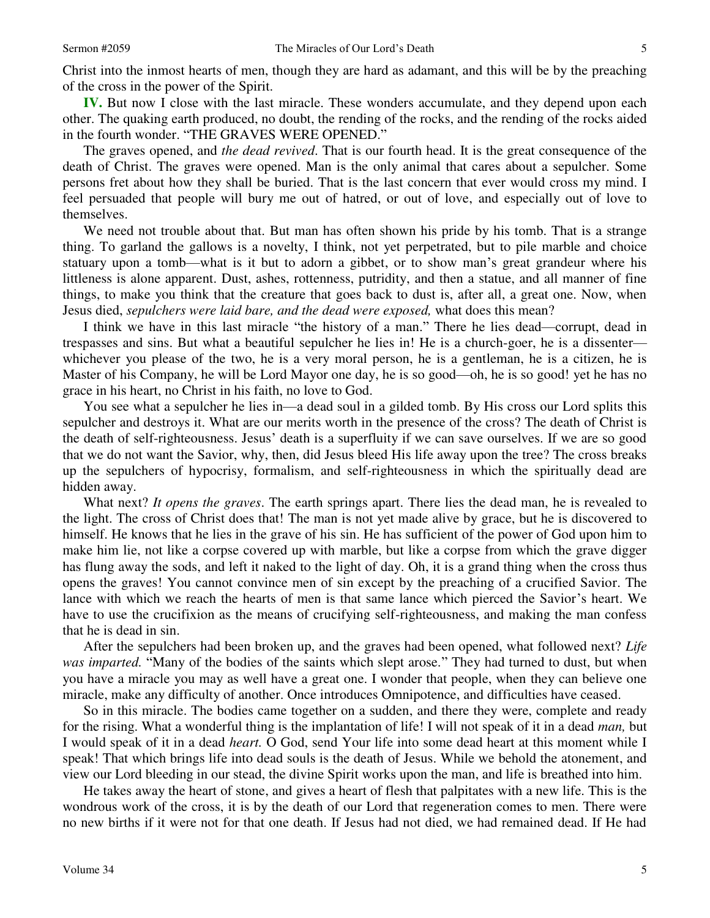Christ into the inmost hearts of men, though they are hard as adamant, and this will be by the preaching of the cross in the power of the Spirit.

**IV.** But now I close with the last miracle. These wonders accumulate, and they depend upon each other. The quaking earth produced, no doubt, the rending of the rocks, and the rending of the rocks aided in the fourth wonder. "THE GRAVES WERE OPENED."

The graves opened, and *the dead revived*. That is our fourth head. It is the great consequence of the death of Christ. The graves were opened. Man is the only animal that cares about a sepulcher. Some persons fret about how they shall be buried. That is the last concern that ever would cross my mind. I feel persuaded that people will bury me out of hatred, or out of love, and especially out of love to themselves.

We need not trouble about that. But man has often shown his pride by his tomb. That is a strange thing. To garland the gallows is a novelty, I think, not yet perpetrated, but to pile marble and choice statuary upon a tomb—what is it but to adorn a gibbet, or to show man's great grandeur where his littleness is alone apparent. Dust, ashes, rottenness, putridity, and then a statue, and all manner of fine things, to make you think that the creature that goes back to dust is, after all, a great one. Now, when Jesus died, *sepulchers were laid bare, and the dead were exposed,* what does this mean?

I think we have in this last miracle "the history of a man." There he lies dead—corrupt, dead in trespasses and sins. But what a beautiful sepulcher he lies in! He is a church-goer, he is a dissenter—whichever you please of the two, he is a very moral person, he is a gentleman, he is a citizen, he is Master of his Company, he will be Lord Mayor one day, he is so good—oh, he is so good! yet he has no grace in his heart, no Christ in his faith, no love to God.

You see what a sepulcher he lies in—a dead soul in a gilded tomb. By His cross our Lord splits this sepulcher and destroys it. What are our merits worth in the presence of the cross? The death of Christ is the death of self-righteousness. Jesus' death is a superfluity if we can save ourselves. If we are so good that we do not want the Savior, why, then, did Jesus bleed His life away upon the tree? The cross breaks up the sepulchers of hypocrisy, formalism, and self-righteousness in which the spiritually dead are hidden away.

What next? *It opens the graves*. The earth springs apart. There lies the dead man, he is revealed to the light. The cross of Christ does that! The man is not yet made alive by grace, but he is discovered to himself. He knows that he lies in the grave of his sin. He has sufficient of the power of God upon him to make him lie, not like a corpse covered up with marble, but like a corpse from which the grave digger has flung away the sods, and left it naked to the light of day. Oh, it is a grand thing when the cross thus opens the graves! You cannot convince men of sin except by the preaching of a crucified Savior. The lance with which we reach the hearts of men is that same lance which pierced the Savior's heart. We have to use the crucifixion as the means of crucifying self-righteousness, and making the man confess that he is dead in sin.

After the sepulchers had been broken up, and the graves had been opened, what followed next? *Life was imparted.* "Many of the bodies of the saints which slept arose." They had turned to dust, but when you have a miracle you may as well have a great one. I wonder that people, when they can believe one miracle, make any difficulty of another. Once introduces Omnipotence, and difficulties have ceased.

So in this miracle. The bodies came together on a sudden, and there they were, complete and ready for the rising. What a wonderful thing is the implantation of life! I will not speak of it in a dead *man,* but I would speak of it in a dead *heart.* O God, send Your life into some dead heart at this moment while I speak! That which brings life into dead souls is the death of Jesus. While we behold the atonement, and view our Lord bleeding in our stead, the divine Spirit works upon the man, and life is breathed into him.

He takes away the heart of stone, and gives a heart of flesh that palpitates with a new life. This is the wondrous work of the cross, it is by the death of our Lord that regeneration comes to men. There were no new births if it were not for that one death. If Jesus had not died, we had remained dead. If He had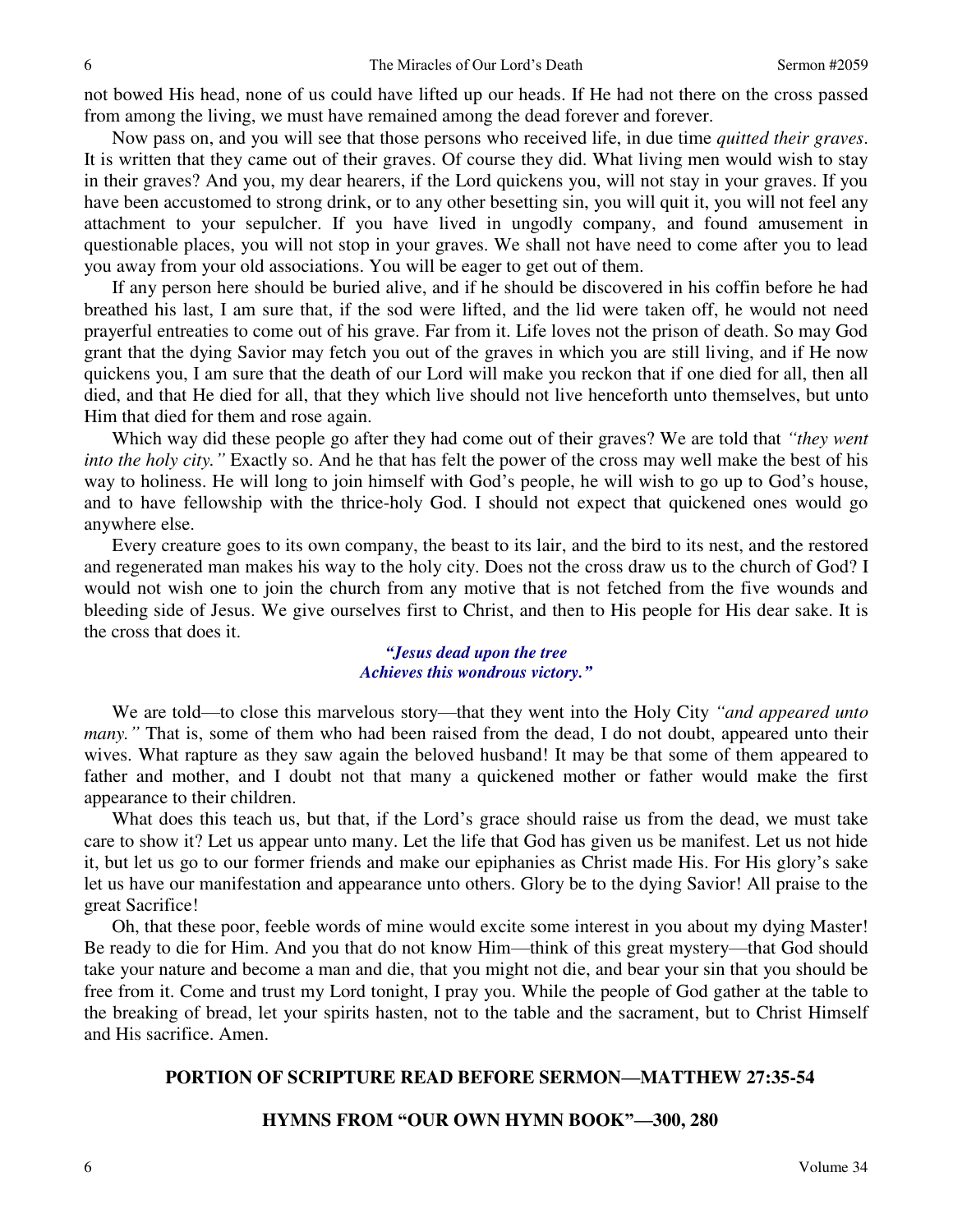not bowed His head, none of us could have lifted up our heads. If He had not there on the cross passed from among the living, we must have remained among the dead forever and forever.

Now pass on, and you will see that those persons who received life, in due time *quitted their graves*. It is written that they came out of their graves. Of course they did. What living men would wish to stay in their graves? And you, my dear hearers, if the Lord quickens you, will not stay in your graves. If you have been accustomed to strong drink, or to any other besetting sin, you will quit it, you will not feel any attachment to your sepulcher. If you have lived in ungodly company, and found amusement in questionable places, you will not stop in your graves. We shall not have need to come after you to lead you away from your old associations. You will be eager to get out of them.

If any person here should be buried alive, and if he should be discovered in his coffin before he had breathed his last, I am sure that, if the sod were lifted, and the lid were taken off, he would not need prayerful entreaties to come out of his grave. Far from it. Life loves not the prison of death. So may God grant that the dying Savior may fetch you out of the graves in which you are still living, and if He now quickens you, I am sure that the death of our Lord will make you reckon that if one died for all, then all died, and that He died for all, that they which live should not live henceforth unto themselves, but unto Him that died for them and rose again.

Which way did these people go after they had come out of their graves? We are told that *"they went into the holy city."* Exactly so. And he that has felt the power of the cross may well make the best of his way to holiness. He will long to join himself with God's people, he will wish to go up to God's house, and to have fellowship with the thrice-holy God. I should not expect that quickened ones would go anywhere else.

Every creature goes to its own company, the beast to its lair, and the bird to its nest, and the restored and regenerated man makes his way to the holy city. Does not the cross draw us to the church of God? I would not wish one to join the church from any motive that is not fetched from the five wounds and bleeding side of Jesus. We give ourselves first to Christ, and then to His people for His dear sake. It is the cross that does it.

> ***"Jesus dead upon the tree***
> ***Achieves this wondrous victory."***

We are told—to close this marvelous story—that they went into the Holy City *"and appeared unto many."* That is, some of them who had been raised from the dead, I do not doubt, appeared unto their wives. What rapture as they saw again the beloved husband! It may be that some of them appeared to father and mother, and I doubt not that many a quickened mother or father would make the first appearance to their children.

What does this teach us, but that, if the Lord's grace should raise us from the dead, we must take care to show it? Let us appear unto many. Let the life that God has given us be manifest. Let us not hide it, but let us go to our former friends and make our epiphanies as Christ made His. For His glory's sake let us have our manifestation and appearance unto others. Glory be to the dying Savior! All praise to the great Sacrifice!

Oh, that these poor, feeble words of mine would excite some interest in you about my dying Master! Be ready to die for Him. And you that do not know Him—think of this great mystery—that God should take your nature and become a man and die, that you might not die, and bear your sin that you should be free from it. Come and trust my Lord tonight, I pray you. While the people of God gather at the table to the breaking of bread, let your spirits hasten, not to the table and the sacrament, but to Christ Himself and His sacrifice. Amen.

## PORTION OF SCRIPTURE READ BEFORE SERMON—MATTHEW 27:35-54

## HYMNS FROM "OUR OWN HYMN BOOK"—300, 280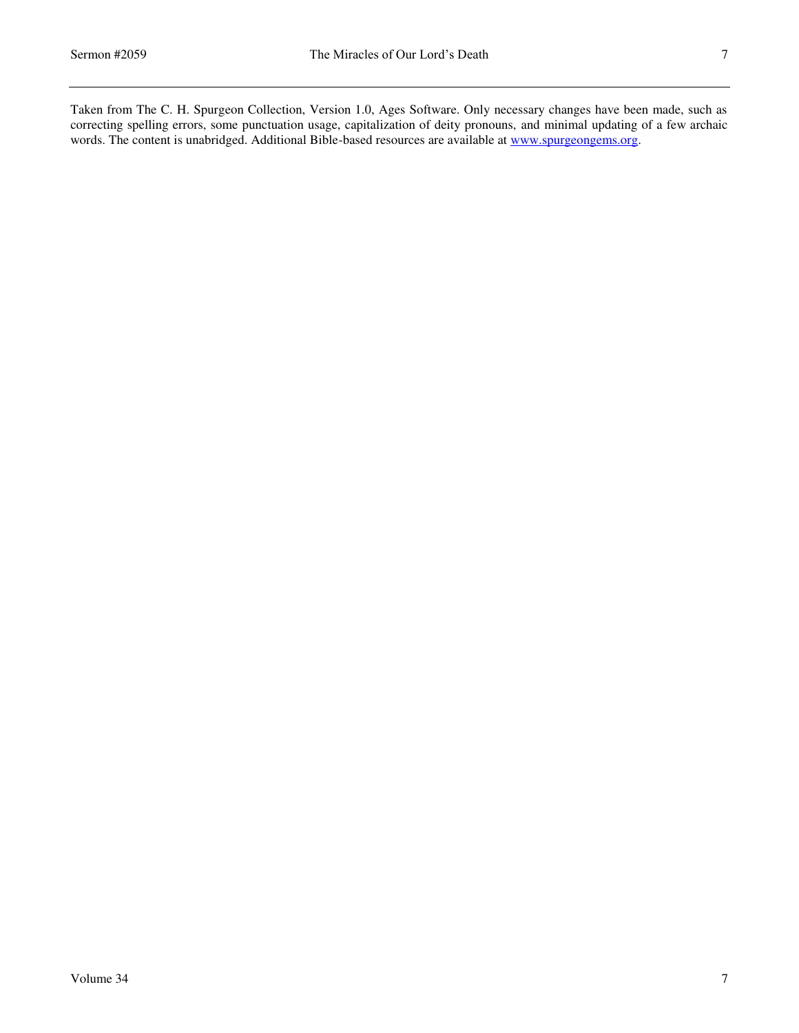Taken from The C. H. Spurgeon Collection, Version 1.0, Ages Software. Only necessary changes have been made, such as correcting spelling errors, some punctuation usage, capitalization of deity pronouns, and minimal updating of a few archaic words. The content is unabridged. Additional Bible-based resources are available at www.spurgeongems.org.